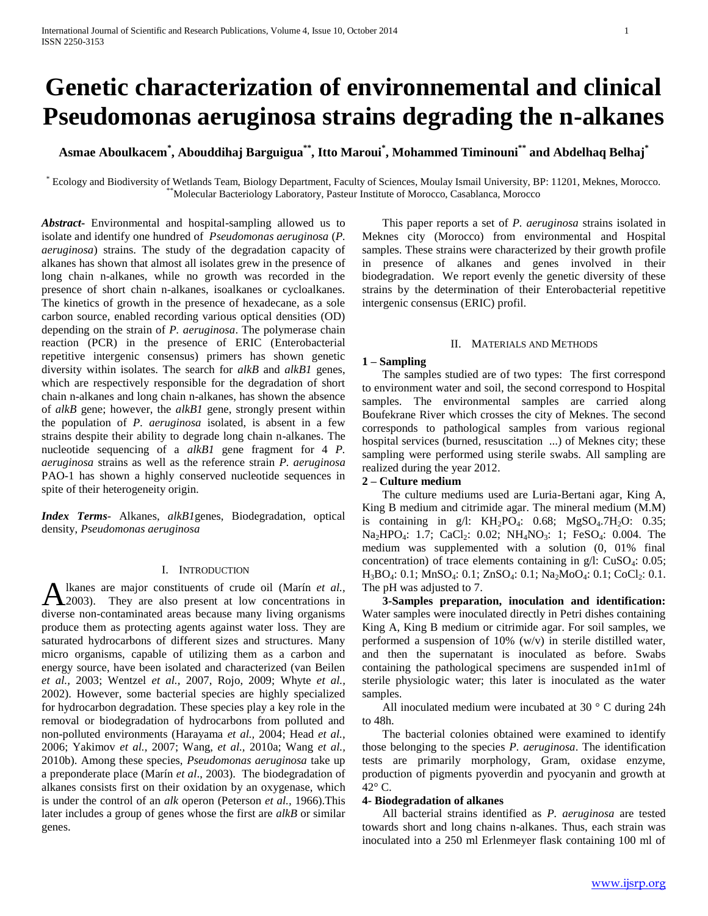# Genetic characterization of environnemental and clinical Pseudomonas aeruginosa strains degrading the n-alkanes

**Asmae Aboulkacem[*], Abouddihaj Barguigua[**], Itto Maroui[*], Mohammed Timinouni[**] and Abdelhaq Belhaj[*]**

[*] Ecology and Biodiversity of Wetlands Team, Biology Department, Faculty of Sciences, Moulay Ismail University, BP: 11201, Meknes, Morocco.
[**] Molecular Bacteriology Laboratory, Pasteur Institute of Morocco, Casablanca, Morocco

***Abstract*-** Environmental and hospital-sampling allowed us to isolate and identify one hundred of *Pseudomonas aeruginosa* (*P. aeruginosa*) strains. The study of the degradation capacity of alkanes has shown that almost all isolates grew in the presence of long chain n-alkanes, while no growth was recorded in the presence of short chain n-alkanes, isoalkanes or cycloalkanes. The kinetics of growth in the presence of hexadecane, as a sole carbon source, enabled recording various optical densities (OD) depending on the strain of *P. aeruginosa*. The polymerase chain reaction (PCR) in the presence of ERIC (Enterobacterial repetitive intergenic consensus) primers has shown genetic diversity within isolates. The search for *alkB* and *alkB1* genes, which are respectively responsible for the degradation of short chain n-alkanes and long chain n-alkanes, has shown the absence of *alkB* gene; however, the *alkB1* gene, strongly present within the population of *P. aeruginosa* isolated, is absent in a few strains despite their ability to degrade long chain n-alkanes. The nucleotide sequencing of a *alkB1* gene fragment for 4 *P. aeruginosa* strains as well as the reference strain *P. aeruginosa* PAO-1 has shown a highly conserved nucleotide sequences in spite of their heterogeneity origin.

***Index Terms*-** Alkanes, *alkB1*genes, Biodegradation, optical density, *Pseudomonas aeruginosa*

## I. Introduction

Alkanes are major constituents of crude oil (Marín *et al.,* 2003). They are also present at low concentrations in diverse non-contaminated areas because many living organisms produce them as protecting agents against water loss. They are saturated hydrocarbons of different sizes and structures. Many micro organisms, capable of utilizing them as a carbon and energy source, have been isolated and characterized (van Beilen *et al.,* 2003; Wentzel *et al.,* 2007, Rojo, 2009; Whyte *et al.,* 2002). However, some bacterial species are highly specialized for hydrocarbon degradation. These species play a key role in the removal or biodegradation of hydrocarbons from polluted and non-polluted environments (Harayama *et al.,* 2004; Head *et al.,* 2006; Yakimov *et al.,* 2007; Wang, *et al.,* 2010a; Wang *et al.,* 2010b). Among these species, *Pseudomonas aeruginosa* take up a preponderate place (Marín *et al*., 2003). The biodegradation of alkanes consists first on their oxidation by an oxygenase, which is under the control of an *alk* operon (Peterson *et al.,* 1966).This later includes a group of genes whose the first are *alkB* or similar genes.

This paper reports a set of *P. aeruginosa* strains isolated in Meknes city (Morocco) from environmental and Hospital samples. These strains were characterized by their growth profile in presence of alkanes and genes involved in their biodegradation. We report evenly the genetic diversity of these strains by the determination of their Enterobacterial repetitive intergenic consensus (ERIC) profil.

## II. Materials and Methods

### 1 – Sampling

The samples studied are of two types: The first correspond to environment water and soil, the second correspond to Hospital samples. The environmental samples are carried along Boufekrane River which crosses the city of Meknes. The second corresponds to pathological samples from various regional hospital services (burned, resuscitation ...) of Meknes city; these sampling were performed using sterile swabs. All sampling are realized during the year 2012.

### 2 – Culture medium

The culture mediums used are Luria-Bertani agar, King A, King B medium and citrimide agar. The mineral medium (M.M) is containing in g/l: $KH_2PO_4$: 0.68; $MgSO_4.7H_2O$: 0.35; $Na_2HPO_4$: 1.7; $CaCl_2$: 0.02; $NH_4NO_3$: 1; $FeSO_4$: 0.004. The medium was supplemented with a solution (0, 01% final concentration) of trace elements containing in g/l: $CuSO_4$: 0.05; $H_3BO_4$: 0.1; $MnSO_4$: 0.1; $ZnSO_4$: 0.1; $Na_2MoO_4$: 0.1; $CoCl_2$: 0.1. The pH was adjusted to 7.

**3-Samples preparation, inoculation and identification:** Water samples were inoculated directly in Petri dishes containing King A, King B medium or citrimide agar. For soil samples, we performed a suspension of 10% (w/v) in sterile distilled water, and then the supernatant is inoculated as before. Swabs containing the pathological specimens are suspended in1ml of sterile physiologic water; this later is inoculated as the water samples.

All inoculated medium were incubated at 30 ° C during 24h to 48h.

The bacterial colonies obtained were examined to identify those belonging to the species *P. aeruginosa*. The identification tests are primarily morphology, Gram, oxidase enzyme, production of pigments pyoverdin and pyocyanin and growth at 42° C.

### 4- Biodegradation of alkanes

All bacterial strains identified as *P. aeruginosa* are tested towards short and long chains n-alkanes. Thus, each strain was inoculated into a 250 ml Erlenmeyer flask containing 100 ml of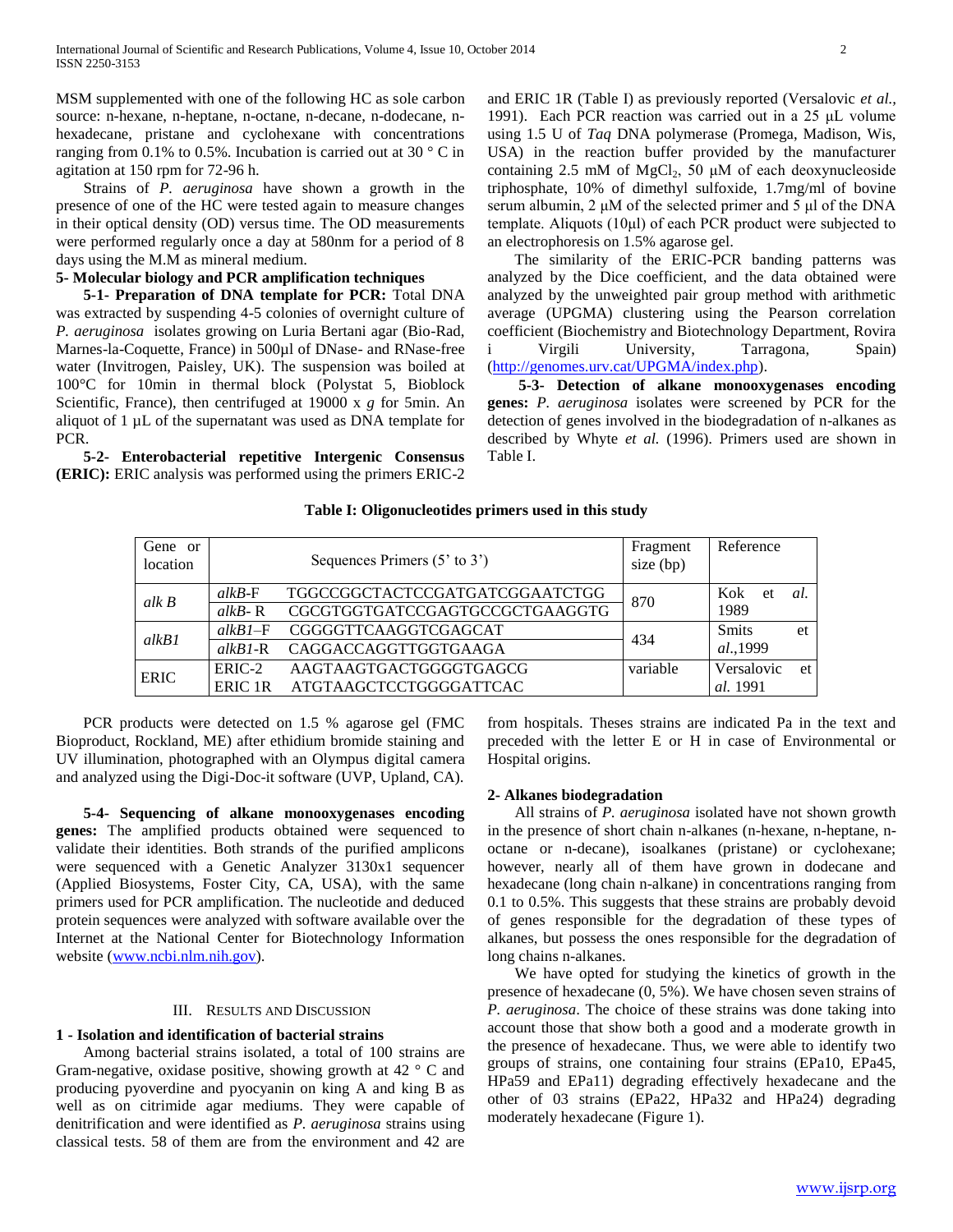MSM supplemented with one of the following HC as sole carbon source: n-hexane, n-heptane, n-octane, n-decane, n-dodecane, n-hexadecane, pristane and cyclohexane with concentrations ranging from 0.1% to 0.5%. Incubation is carried out at 30 ° C in agitation at 150 rpm for 72-96 h.

Strains of *P. aeruginosa* have shown a growth in the presence of one of the HC were tested again to measure changes in their optical density (OD) versus time. The OD measurements were performed regularly once a day at 580nm for a period of 8 days using the M.M as mineral medium.

**5- Molecular biology and PCR amplification techniques**

**5-1- Preparation of DNA template for PCR:** Total DNA was extracted by suspending 4-5 colonies of overnight culture of *P. aeruginosa* isolates growing on Luria Bertani agar (Bio-Rad, Marnes-la-Coquette, France) in 500µl of DNase- and RNase-free water (Invitrogen, Paisley, UK). The suspension was boiled at 100°C for 10min in thermal block (Polystat 5, Bioblock Scientific, France), then centrifuged at 19000 x *g* for 5min. An aliquot of 1 µL of the supernatant was used as DNA template for PCR.

**5-2- Enterobacterial repetitive Intergenic Consensus (ERIC):** ERIC analysis was performed using the primers ERIC-2 and ERIC 1R (Table I) as previously reported (Versalovic *et al.*, 1991). Each PCR reaction was carried out in a 25 µL volume using 1.5 U of *Taq* DNA polymerase (Promega, Madison, Wis, USA) in the reaction buffer provided by the manufacturer containing 2.5 mM of $MgCl_2$, 50 µM of each deoxynucleoside triphosphate, 10% of dimethyl sulfoxide, 1.7mg/ml of bovine serum albumin, 2 µM of the selected primer and 5 µl of the DNA template. Aliquots (10µl) of each PCR product were subjected to an electrophoresis on 1.5% agarose gel.

The similarity of the ERIC-PCR banding patterns was analyzed by the Dice coefficient, and the data obtained were analyzed by the unweighted pair group method with arithmetic average (UPGMA) clustering using the Pearson correlation coefficient (Biochemistry and Biotechnology Department, Rovira i Virgili University, Tarragona, Spain) (http://genomes.urv.cat/UPGMA/index.php).

**5-3- Detection of alkane monooxygenases encoding genes:** *P. aeruginosa* isolates were screened by PCR for the detection of genes involved in the biodegradation of n-alkanes as described by Whyte *et al.* (1996). Primers used are shown in Table I.

**Table I: Oligonucleotides primers used in this study**

| Gene or location | Sequences Primers (5' to 3') | | Fragment size (bp) | Reference |
|---|---|---|---|---|
| *alk B* | *alkB*-F | TGGCCGGCTACTCCGATGATCGGAATCTGG | 870 | Kok et *al.* 1989 |
| | *alkB*- R | CGCGTGGTGATCCGAGTGCCGCTGAAGGTG | | |
| *alkB1* | *alkB1*–F | CGGGGTTCAAGGTCGAGCAT | 434 | Smits et *al.*,1999 |
| | *alkB1*-R | CAGGACCAGGTTGGTGAAGA | | |
| ERIC | ERIC-2 | AAGTAAGTGACTGGGGTGAGCG | variable | Versalovic et *al.* 1991 |
| | ERIC 1R | ATGTAAGCTCCTGGGGATTCAC | | |

PCR products were detected on 1.5 % agarose gel (FMC Bioproduct, Rockland, ME) after ethidium bromide staining and UV illumination, photographed with an Olympus digital camera and analyzed using the Digi-Doc-it software (UVP, Upland, CA).

**5-4- Sequencing of alkane monooxygenases encoding genes:** The amplified products obtained were sequenced to validate their identities. Both strands of the purified amplicons were sequenced with a Genetic Analyzer 3130x1 sequencer (Applied Biosystems, Foster City, CA, USA), with the same primers used for PCR amplification. The nucleotide and deduced protein sequences were analyzed with software available over the Internet at the National Center for Biotechnology Information website (www.ncbi.nlm.nih.gov).

## III. Results and Discussion

**1 - Isolation and identification of bacterial strains**

Among bacterial strains isolated, a total of 100 strains are Gram-negative, oxidase positive, showing growth at 42 ° C and producing pyoverdine and pyocyanin on king A and king B as well as on citrimide agar mediums. They were capable of denitrification and were identified as *P. aeruginosa* strains using classical tests. 58 of them are from the environment and 42 are from hospitals. Theses strains are indicated Pa in the text and preceded with the letter E or H in case of Environmental or Hospital origins.

**2- Alkanes biodegradation**

All strains of *P. aeruginosa* isolated have not shown growth in the presence of short chain n-alkanes (n-hexane, n-heptane, n-octane or n-decane), isoalkanes (pristane) or cyclohexane; however, nearly all of them have grown in dodecane and hexadecane (long chain n-alkane) in concentrations ranging from 0.1 to 0.5%. This suggests that these strains are probably devoid of genes responsible for the degradation of these types of alkanes, but possess the ones responsible for the degradation of long chains n-alkanes.

We have opted for studying the kinetics of growth in the presence of hexadecane (0, 5%). We have chosen seven strains of *P. aeruginosa*. The choice of these strains was done taking into account those that show both a good and a moderate growth in the presence of hexadecane. Thus, we were able to identify two groups of strains, one containing four strains (EPa10, EPa45, HPa59 and EPa11) degrading effectively hexadecane and the other of 03 strains (EPa22, HPa32 and HPa24) degrading moderately hexadecane (Figure 1).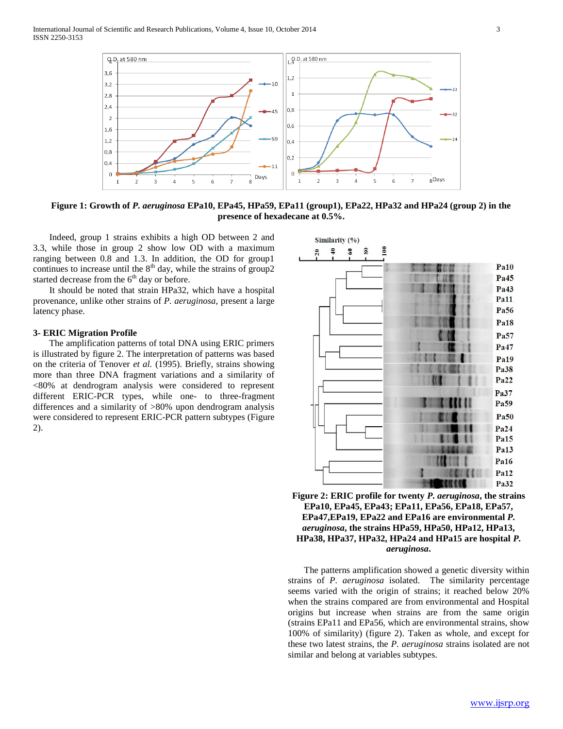**Figure 1: Growth of *P. aeruginosa* EPa10, EPa45, HPa59, EPa11 (group1), EPa22, HPa32 and HPa24 (group 2) in the presence of hexadecane at 0.5%.**

Indeed, group 1 strains exhibits a high OD between 2 and 3.3, while those in group 2 show low OD with a maximum ranging between 0.8 and 1.3. In addition, the OD for group1 continues to increase until the 8th day, while the strains of group2 started decrease from the 6th day or before.

It should be noted that strain HPa32, which have a hospital provenance, unlike other strains of *P. aeruginosa*, present a large latency phase.

### 3- ERIC Migration Profile

The amplification patterns of total DNA using ERIC primers is illustrated by figure 2. The interpretation of patterns was based on the criteria of Tenover *et al.* (1995). Briefly, strains showing more than three DNA fragment variations and a similarity of <80% at dendrogram analysis were considered to represent different ERIC-PCR types, while one- to three-fragment differences and a similarity of >80% upon dendrogram analysis were considered to represent ERIC-PCR pattern subtypes (Figure 2).

**Figure 2: ERIC profile for twenty *P. aeruginosa*, the strains EPa10, EPa45, EPa43; EPa11, EPa56, EPa18, EPa57, EPa47,EPa19, EPa22 and EPa16 are environmental *P. aeruginosa*, the strains HPa59, HPa50, HPa12, HPa13, HPa38, HPa37, HPa32, HPa24 and HPa15 are hospital *P. aeruginosa*.**

The patterns amplification showed a genetic diversity within strains of *P. aeruginosa* isolated. The similarity percentage seems varied with the origin of strains; it reached below 20% when the strains compared are from environmental and Hospital origins but increase when strains are from the same origin (strains EPa11 and EPa56, which are environmental strains, show 100% of similarity) (figure 2). Taken as whole, and except for these two latest strains, the *P. aeruginosa* strains isolated are not similar and belong at variables subtypes.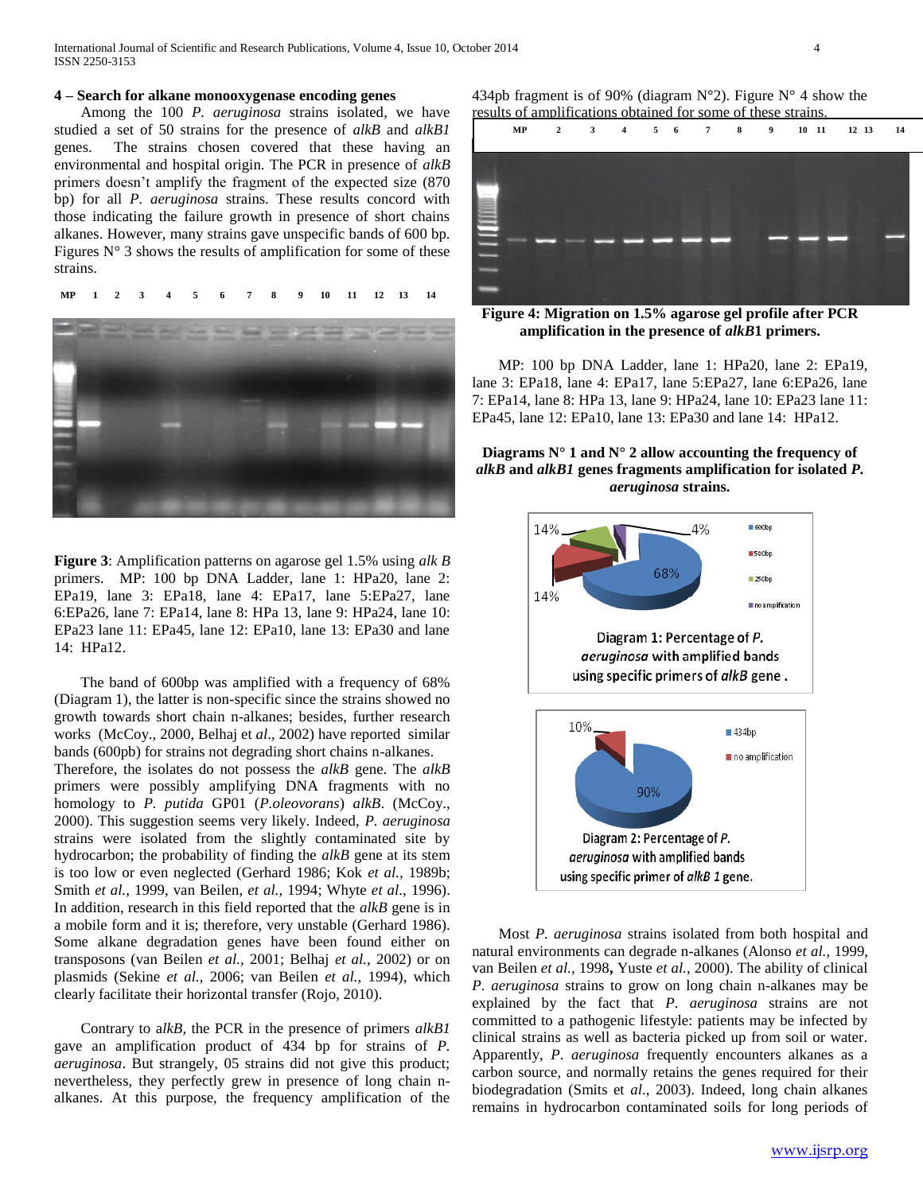### 4 – Search for alkane monooxygenase encoding genes

Among the 100 *P. aeruginosa* strains isolated, we have studied a set of 50 strains for the presence of *alkB* and *alkB1* genes. The strains chosen covered that these having an environmental and hospital origin. The PCR in presence of *alkB* primers doesn't amplify the fragment of the expected size (870 bp) for all *P. aeruginosa* strains. These results concord with those indicating the failure growth in presence of short chains alkanes. However, many strains gave unspecific bands of 600 bp. Figures N° 3 shows the results of amplification for some of these strains.

**Figure 3**: Amplification patterns on agarose gel 1.5% using *alk B* primers. MP: 100 bp DNA Ladder, lane 1: HPa20, lane 2: EPa19, lane 3: EPa18, lane 4: EPa17, lane 5:EPa27, lane 6:EPa26, lane 7: EPa14, lane 8: HPa 13, lane 9: HPa24, lane 10: EPa23 lane 11: EPa45, lane 12: EPa10, lane 13: EPa30 and lane 14: HPa12.

The band of 600bp was amplified with a frequency of 68% (Diagram 1), the latter is non-specific since the strains showed no growth towards short chain n-alkanes; besides, further research works (McCoy., 2000, Belhaj et *al*., 2002) have reported similar bands (600pb) for strains not degrading short chains n-alkanes.

Therefore, the isolates do not possess the *alkB* gene. The *alkB* primers were possibly amplifying DNA fragments with no homology to *P. putida* GP01 (*P.oleovorans*) *alkB*. (McCoy., 2000). This suggestion seems very likely. Indeed, *P. aeruginosa* strains were isolated from the slightly contaminated site by hydrocarbon; the probability of finding the *alkB* gene at its stem is too low or even neglected (Gerhard 1986; Kok *et al.,* 1989b; Smith *et al.,* 1999, van Beilen, *et al.,* 1994; Whyte *et al*., 1996). In addition, research in this field reported that the *alkB* gene is in a mobile form and it is; therefore, very unstable (Gerhard 1986). Some alkane degradation genes have been found either on transposons (van Beilen *et al.,* 2001; Belhaj *et al.,* 2002) or on plasmids (Sekine *et al.,* 2006; van Beilen *et al.,* 1994), which clearly facilitate their horizontal transfer (Rojo, 2010).

Contrary to a*lkB*, the PCR in the presence of primers *alkB1* gave an amplification product of 434 bp for strains of *P. aeruginosa*. But strangely, 05 strains did not give this product; nevertheless, they perfectly grew in presence of long chain n-alkanes. At this purpose, the frequency amplification of the 434pb fragment is of 90% (diagram N°2). Figure N° 4 show the results of amplifications obtained for some of these strains.

**Figure 4: Migration on 1.5% agarose gel profile after PCR amplification in the presence of *alkB*1 primers.**

MP: 100 bp DNA Ladder, lane 1: HPa20, lane 2: EPa19, lane 3: EPa18, lane 4: EPa17, lane 5:EPa27, lane 6:EPa26, lane 7: EPa14, lane 8: HPa 13, lane 9: HPa24, lane 10: EPa23 lane 11: EPa45, lane 12: EPa10, lane 13: EPa30 and lane 14: HPa12.

**Diagrams N° 1 and N° 2 allow accounting the frequency of *alkB* and *alkB1* genes fragments amplification for isolated *P. aeruginosa* strains.**

Diagram 1: Percentage of *P. aeruginosa* with amplified bands using specific primers of ***alkB*** gene .

Diagram 2: Percentage of *P. aeruginosa* with amplified bands using specific primer of ***alkB 1*** gene.

Most *P. aeruginosa* strains isolated from both hospital and natural environments can degrade n-alkanes (Alonso *et al.,* 1999, van Beilen *et al.,* 1998**,** Yuste *et al.,* 2000). The ability of clinical *P. aeruginosa* strains to grow on long chain n-alkanes may be explained by the fact that *P. aeruginosa* strains are not committed to a pathogenic lifestyle: patients may be infected by clinical strains as well as bacteria picked up from soil or water. Apparently, *P. aeruginosa* frequently encounters alkanes as a carbon source, and normally retains the genes required for their biodegradation (Smits et *al*., 2003). Indeed, long chain alkanes remains in hydrocarbon contaminated soils for long periods of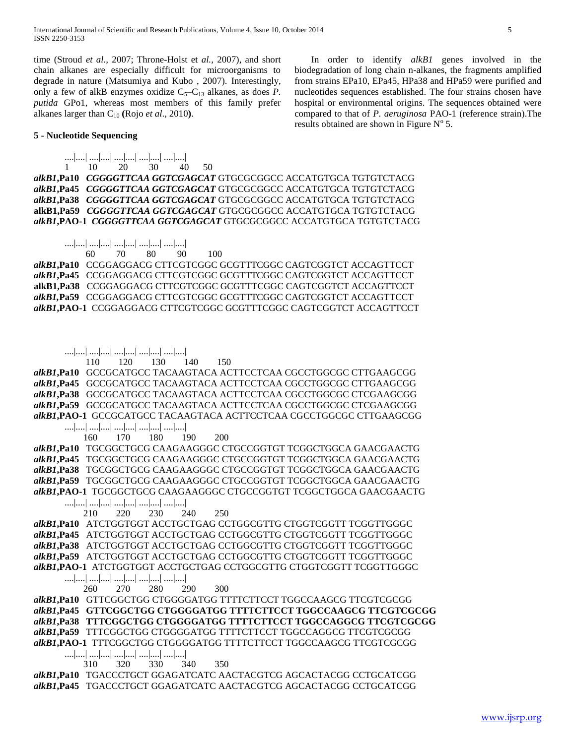time (Stroud *et al.,* 2007; Throne-Holst et *al.,* 2007), and short chain alkanes are especially difficult for microorganisms to degrade in nature (Matsumiya and Kubo , 2007). Interestingly, only a few of alkB enzymes oxidize $C_5$–$C_{13}$ alkanes, as does *P. putida* GPo1, whereas most members of this family prefer alkanes larger than $C_{10}$ **(**Rojo *et al*., 2010**)**.

## 5 - Nucleotide Sequencing

In order to identify *alkB1* genes involved in the biodegradation of long chain n-alkanes, the fragments amplified from strains EPa10, EPa45, HPa38 and HPa59 were purified and nucleotides sequences established. The four strains chosen have hospital or environmental origins. The sequences obtained were compared to that of *P. aeruginosa* PAO-1 (reference strain).The results obtained are shown in Figure N° 5.

```
               ....|....| ....|....| ....|....| ....|....| ....|....|
                       1        10         20         30         40      50
alkB1,Pa10    CGGGGTTCAA GGTCGAGCAT GTGCGCGGCC ACCATGTGCA TGTGTCTACG
alkB1,Pa45    CGGGGTTCAA GGTCGAGCAT GTGCGCGGCC ACCATGTGCA TGTGTCTACG
alkB1,Pa38    CGGGGTTCAA GGTCGAGCAT GTGCGCGGCC ACCATGTGCA TGTGTCTACG
alkB1,Pa59    CGGGGTTCAA GGTCGAGCAT GTGCGCGGCC ACCATGTGCA TGTGTCTACG
alkB1,PAO-1   CGGGGTTCAA GGTCGAGCAT GTGCGCGGCC ACCATGTGCA TGTGTCTACG

               ....|....| ....|....| ....|....| ....|....| ....|....|
                       60         70         80         90         100
alkB1,Pa10    CCGGAGGACG CTTCGTCGGC GCGTTTCGGC CAGTCGGTCT ACCAGTTCCT
alkB1,Pa45    CCGGAGGACG CTTCGTCGGC GCGTTTCGGC CAGTCGGTCT ACCAGTTCCT
alkB1,Pa38    CCGGAGGACG CTTCGTCGGC GCGTTTCGGC CAGTCGGTCT ACCAGTTCCT
alkB1,Pa59    CCGGAGGACG CTTCGTCGGC GCGTTTCGGC CAGTCGGTCT ACCAGTTCCT
alkB1,PAO-1   CCGGAGGACG CTTCGTCGGC GCGTTTCGGC CAGTCGGTCT ACCAGTTCCT

               ....|....| ....|....| ....|....| ....|....| ....|....|
                       110        120        130        140        150
alkB1,Pa10    GCCGCATGCC TACAAGTACA ACTTCCTCAA CGCCTGGCGC CTTGAAGCGG
alkB1,Pa45    GCCGCATGCC TACAAGTACA ACTTCCTCAA CGCCTGGCGC CTTGAAGCGG
alkB1,Pa38    GCCGCATGCC TACAAGTACA ACTTCCTCAA CGCCTGGCGC CTCGAAGCGG
alkB1,Pa59    GCCGCATGCC TACAAGTACA ACTTCCTCAA CGCCTGGCGC CTCGAAGCGG
alkB1,PAO-1   GCCGCATGCC TACAAGTACA ACTTCCTCAA CGCCTGGCGC CTTGAAGCGG

               ....|....| ....|....| ....|....| ....|....| ....|....|
                       160        170        180        190        200
alkB1,Pa10    TGCGGCTGCG CAAGAAGGGC CTGCCGGTGT TCGGCTGGCA GAACGAACTG
alkB1,Pa45    TGCGGCTGCG CAAGAAGGGC CTGCCGGTGT TCGGCTGGCA GAACGAACTG
alkB1,Pa38    TGCGGCTGCG CAAGAAGGGC CTGCCGGTGT TCGGCTGGCA GAACGAACTG
alkB1,Pa59    TGCGGCTGCG CAAGAAGGGC CTGCCGGTGT TCGGCTGGCA GAACGAACTG
alkB1,PAO-1   TGCGGCTGCG CAAGAAGGGC CTGCCGGTGT TCGGCTGGCA GAACGAACTG

               ....|....| ....|....| ....|....| ....|....| ....|....|
                       210        220        230        240        250
alkB1,Pa10    ATCTGGTGGT ACCTGCTGAG CCTGGCGTTG CTGGTCGGTT TCGGTTGGGC
alkB1,Pa45    ATCTGGTGGT ACCTGCTGAG CCTGGCGTTG CTGGTCGGTT TCGGTTGGGC
alkB1,Pa38    ATCTGGTGGT ACCTGCTGAG CCTGGCGTTG CTGGTCGGTT TCGGTTGGGC
alkB1,Pa59    ATCTGGTGGT ACCTGCTGAG CCTGGCGTTG CTGGTCGGTT TCGGTTGGGC
alkB1,PAO-1   ATCTGGTGGT ACCTGCTGAG CCTGGCGTTG CTGGTCGGTT TCGGTTGGGC

               ....|....| ....|....| ....|....| ....|....| ....|....|
                       260        270        280        290        300
alkB1,Pa10    GTTCGGCTGG CTGGGGATGG TTTTCTTCCT TGGCCAAGCG TTCGTCGCGG
alkB1,Pa45    GTTCGGCTGG CTGGGGATGG TTTTCTTCCT TGGCCAAGCG TTCGTCGCGG
alkB1,Pa38    TTTCGGCTGG CTGGGGATGG TTTTCTTCCT TGGCCAGGCG TTCGTCGCGG
alkB1,Pa59    TTTCGGCTGG CTGGGGATGG TTTTCTTCCT TGGCCAGGCG TTCGTCGCGG
alkB1,PAO-1   TTTCGGCTGG CTGGGGATGG TTTTCTTCCT TGGCCAAGCG TTCGTCGCGG

               ....|....| ....|....| ....|....| ....|....| ....|....|
                       310        320        330        340        350
alkB1,Pa10    TGACCCTGCT GGAGATCATC AACTACGTCG AGCACTACGG CCTGCATCGG
alkB1,Pa45    TGACCCTGCT GGAGATCATC AACTACGTCG AGCACTACGG CCTGCATCGG
```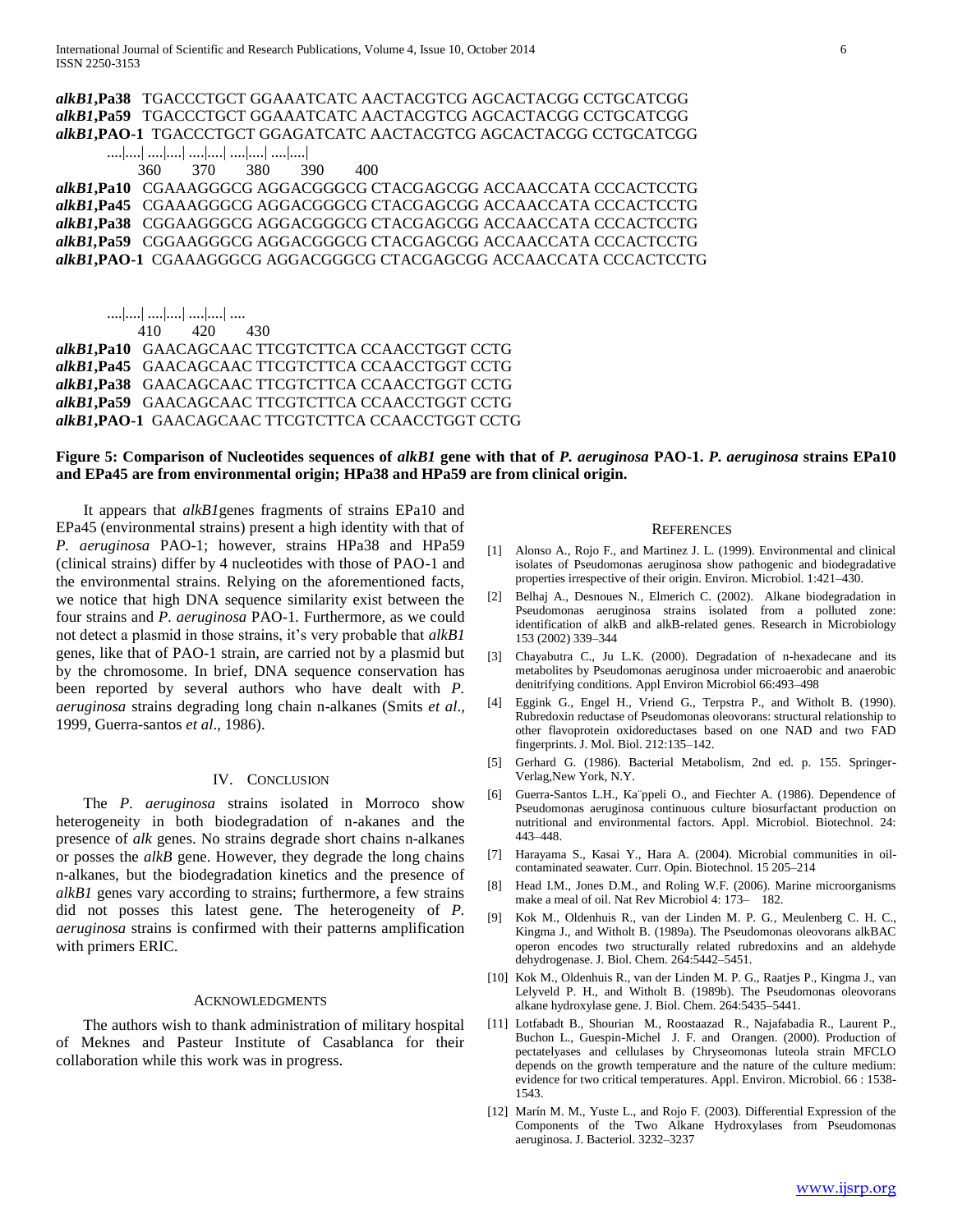```
alkB1,Pa38  TGACCCTGCT GGAAATCATC AACTACGTCG AGCACTACGG CCTGCATCGG
alkB1,Pa59  TGACCCTGCT GGAAATCATC AACTACGTCG AGCACTACGG CCTGCATCGG
alkB1,PAO-1 TGACCCTGCT GGAGATCATC AACTACGTCG AGCACTACGG CCTGCATCGG

            ....|....| ....|....| ....|....| ....|....| ....|....|
                  360        370        380        390        400
alkB1,Pa10  CGAAAGGGCG AGGACGGGCG CTACGAGCGG ACCAACCATA CCCACTCCTG
alkB1,Pa45  CGAAAGGGCG AGGACGGGCG CTACGAGCGG ACCAACCATA CCCACTCCTG
alkB1,Pa38  CGGAAGGGCG AGGACGGGCG CTACGAGCGG ACCAACCATA CCCACTCCTG
alkB1,Pa59  CGGAAGGGCG AGGACGGGCG CTACGAGCGG ACCAACCATA CCCACTCCTG
alkB1,PAO-1 CGAAAGGGCG AGGACGGGCG CTACGAGCGG ACCAACCATA CCCACTCCTG

            ....|....| ....|....| ....|....| ....
                  410        420        430
alkB1,Pa10  GAACAGCAAC TTCGTCTTCA CCAACCTGGT CCTG
alkB1,Pa45  GAACAGCAAC TTCGTCTTCA CCAACCTGGT CCTG
alkB1,Pa38  GAACAGCAAC TTCGTCTTCA CCAACCTGGT CCTG
alkB1,Pa59  GAACAGCAAC TTCGTCTTCA CCAACCTGGT CCTG
alkB1,PAO-1 GAACAGCAAC TTCGTCTTCA CCAACCTGGT CCTG
```

**Figure 5: Comparison of Nucleotides sequences of *alkB1* gene with that of *P. aeruginosa* PAO-1. *P. aeruginosa* strains EPa10 and EPa45 are from environmental origin; HPa38 and HPa59 are from clinical origin.**

It appears that *alkB1*genes fragments of strains EPa10 and EPa45 (environmental strains) present a high identity with that of *P. aeruginosa* PAO-1; however, strains HPa38 and HPa59 (clinical strains) differ by 4 nucleotides with those of PAO-1 and the environmental strains. Relying on the aforementioned facts, we notice that high DNA sequence similarity exist between the four strains and *P. aeruginosa* PAO-1. Furthermore, as we could not detect a plasmid in those strains, it's very probable that *alkB1* genes, like that of PAO-1 strain, are carried not by a plasmid but by the chromosome. In brief, DNA sequence conservation has been reported by several authors who have dealt with *P. aeruginosa* strains degrading long chain n-alkanes (Smits *et al*., 1999, Guerra-santos *et al*., 1986).

## IV. Conclusion

The *P. aeruginosa* strains isolated in Morroco show heterogeneity in both biodegradation of n-akanes and the presence of *alk* genes. No strains degrade short chains n-alkanes or posses the *alkB* gene. However, they degrade the long chains n-alkanes, but the biodegradation kinetics and the presence of *alkB1* genes vary according to strains; furthermore, a few strains did not posses this latest gene. The heterogeneity of *P. aeruginosa* strains is confirmed with their patterns amplification with primers ERIC.

## Acknowledgments

The authors wish to thank administration of military hospital of Meknes and Pasteur Institute of Casablanca for their collaboration while this work was in progress.

## References

[1] Alonso A., Rojo F., and Martinez J. L. (1999). Environmental and clinical isolates of Pseudomonas aeruginosa show pathogenic and biodegradative properties irrespective of their origin. Environ. Microbiol. 1:421–430.

[2] Belhaj A., Desnoues N., Elmerich C. (2002). Alkane biodegradation in Pseudomonas aeruginosa strains isolated from a polluted zone: identification of alkB and alkB-related genes. Research in Microbiology 153 (2002) 339–344

[3] Chayabutra C., Ju L.K. (2000). Degradation of n-hexadecane and its metabolites by Pseudomonas aeruginosa under microaerobic and anaerobic denitrifying conditions. Appl Environ Microbiol 66:493–498

[4] Eggink G., Engel H., Vriend G., Terpstra P., and Witholt B. (1990). Rubredoxin reductase of Pseudomonas oleovorans: structural relationship to other flavoprotein oxidoreductases based on one NAD and two FAD fingerprints. J. Mol. Biol. 212:135–142.

[5] Gerhard G. (1986). Bacterial Metabolism, 2nd ed. p. 155. Springer-Verlag,New York, N.Y.

[6] Guerra-Santos L.H., Ka¨ppeli O., and Fiechter A. (1986). Dependence of Pseudomonas aeruginosa continuous culture biosurfactant production on nutritional and environmental factors. Appl. Microbiol. Biotechnol. 24: 443–448.

[7] Harayama S., Kasai Y., Hara A. (2004). Microbial communities in oil-contaminated seawater. Curr. Opin. Biotechnol. 15 205–214

[8] Head I.M., Jones D.M., and Roling W.F. (2006). Marine microorganisms make a meal of oil. Nat Rev Microbiol 4: 173– 182.

[9] Kok M., Oldenhuis R., van der Linden M. P. G., Meulenberg C. H. C., Kingma J., and Witholt B. (1989a). The Pseudomonas oleovorans alkBAC operon encodes two structurally related rubredoxins and an aldehyde dehydrogenase. J. Biol. Chem. 264:5442–5451.

[10] Kok M., Oldenhuis R., van der Linden M. P. G., Raatjes P., Kingma J., van Lelyveld P. H., and Witholt B. (1989b). The Pseudomonas oleovorans alkane hydroxylase gene. J. Biol. Chem. 264:5435–5441.

[11] Lotfabadt B., Shourian M., Roostaazad R., Najafabadia R., Laurent P., Buchon L., Guespin-Michel J. F. and Orangen. (2000). Production of pectatelyases and cellulases by Chryseomonas luteola strain MFCLO depends on the growth temperature and the nature of the culture medium: evidence for two critical temperatures. Appl. Environ. Microbiol. 66 : 1538-1543.

[12] Marín M. M., Yuste L., and Rojo F. (2003). Differential Expression of the Components of the Two Alkane Hydroxylases from Pseudomonas aeruginosa. J. Bacteriol. 3232–3237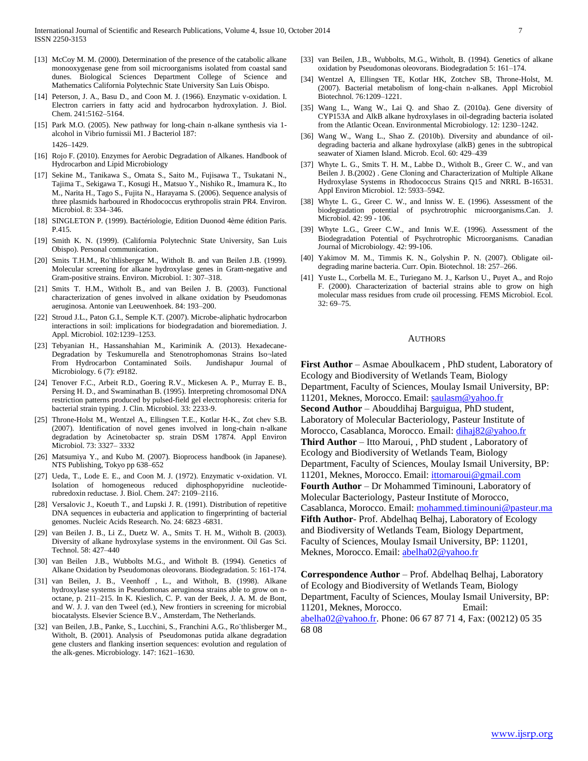[13] McCoy M. M. (2000). Determination of the presence of the catabolic alkane monooxygenase gene from soil microorganisms isolated from coastal sand dunes. Biological Sciences Department College of Science and Mathematics California Polytechnic State University San Luis Obispo.

[14] Peterson, J. A., Basu D., and Coon M. J. (1966). Enzymatic v-oxidation. I. Electron carriers in fatty acid and hydrocarbon hydroxylation. J. Biol. Chem. 241:5162–5164.

[15] Park M.O. (2005). New pathway for long-chain n-alkane synthesis via 1-alcohol in Vibrio furnissii M1. J Bacteriol 187: 1426–1429.

[16] Rojo F. (2010). Enzymes for Aerobic Degradation of Alkanes. Handbook of Hydrocarbon and Lipid Microbiology

[17] Sekine M., Tanikawa S., Omata S., Saito M., Fujisawa T., Tsukatani N., Tajima T., Sekigawa T., Kosugi H., Matsuo Y., Nishiko R., Imamura K., Ito M., Narita H., Tago S., Fujita N., Harayama S. (2006). Sequence analysis of three plasmids harboured in Rhodococcus erythropolis strain PR4. Environ. Microbiol. 8: 334–346.

[18] SINGLETON P. (1999). Bactériologie, Edition Duonod 4ème édition Paris. P.415.

[19] Smith K. N. (1999). (California Polytechnic State University, San Luis Obispo). Personal communication.

[20] Smits T.H.M., Ro¨thlisberger M., Witholt B. and van Beilen J.B. (1999). Molecular screening for alkane hydroxylase genes in Gram-negative and Gram-positive strains. Environ. Microbiol. 1: 307–318.

[21] Smits T. H.M., Witholt B., and van Beilen J. B. (2003). Functional characterization of genes involved in alkane oxidation by Pseudomonas aeruginosa. Antonie van Leeuwenhoek. 84: 193–200.

[22] Stroud J.L., Paton G.I., Semple K.T. (2007). Microbe-aliphatic hydrocarbon interactions in soil: implications for biodegradation and bioremediation. J. Appl. Microbiol. 102:1239–1253.

[23] Tebyanian H., Hassanshahian M., Kariminik A. (2013). Hexadecane-Degradation by Teskumurella and Stenotrophomonas Strains Iso¬lated From Hydrocarbon Contaminated Soils. Jundishapur Journal of Microbiology. 6 (7): e9182.

[24] Tenover F.C., Arbeit R.D., Goering R.V., Mickesen A. P., Murray E. B., Persing H. D., and Swaminathan B. (1995). Interpreting chromosomal DNA restriction patterns produced by pulsed-field gel electrophoresis: criteria for bacterial strain typing. J. Clin. Microbiol. 33: 2233-9.

[25] Throne-Holst M., Wentzel A., Ellingsen T.E., Kotlar H-K., Zot chev S.B. (2007). Identification of novel genes involved in long-chain n-alkane degradation by Acinetobacter sp. strain DSM 17874. Appl Environ Microbiol. 73: 3327– 3332

[26] Matsumiya Y., and Kubo M. (2007). Bioprocess handbook (in Japanese). NTS Publishing, Tokyo pp 638–652

[27] Ueda, T., Lode E. E., and Coon M. J. (1972). Enzymatic v-oxidation. VI. Isolation of homogeneous reduced diphosphopyridine nucleotide-rubredoxin reductase. J. Biol. Chem. 247: 2109–2116.

[28] Versalovic J., Koeuth T., and Lupski J. R. (1991). Distribution of repetitive DNA sequences in eubacteria and application to fingerprinting of bacterial genomes. Nucleic Acids Research. No. 24: 6823 -6831.

[29] van Beilen J. B., Li Z., Duetz W. A., Smits T. H. M., Witholt B. (2003). Diversity of alkane hydroxylase systems in the environment. Oil Gas Sci. Technol. 58: 427–440

[30] van Beilen J.B., Wubbolts M.G., and Witholt B. (1994). Genetics of Alkane Oxidation by Pseudomonas oleovorans. Biodegradation. 5: 161-174.

[31] van Beilen, J. B., Veenhoff , L., and Witholt, B. (1998). Alkane hydroxylase systems in Pseudomonas aeruginosa strains able to grow on n-octane, p. 211–215. In K. Kieslich, C. P. van der Beek, J. A. M. de Bont, and W. J. J. van den Tweel (ed.), New frontiers in screening for microbial biocatalysts. Elsevier Science B.V., Amsterdam, The Netherlands.

[32] van Beilen, J.B., Panke, S., Lucchini, S., Franchini A.G., Ro¨thlisberger M., Witholt, B. (2001). Analysis of Pseudomonas putida alkane degradation gene clusters and flanking insertion sequences: evolution and regulation of the alk-genes. Microbiology. 147: 1621–1630.

[33] van Beilen, J.B., Wubbolts, M.G., Witholt, B. (1994). Genetics of alkane oxidation by Pseudomonas oleovorans. Biodegradation 5: 161–174.

[34] Wentzel A, Ellingsen TE, Kotlar HK, Zotchev SB, Throne-Holst, M. (2007). Bacterial metabolism of long-chain n-alkanes. Appl Microbiol Biotechnol. 76:1209–1221.

[35] Wang L., Wang W., Lai Q. and Shao Z. (2010a). Gene diversity of CYP153A and AlkB alkane hydroxylases in oil-degrading bacteria isolated from the Atlantic Ocean. Environmental Microbiology. 12: 1230–1242.

[36] Wang W., Wang L., Shao Z. (2010b). Diversity and abundance of oil-degrading bacteria and alkane hydroxylase (alkB) genes in the subtropical seawater of Xiamen Island. Microb. Ecol. 60: 429–439

[37] Whyte L. G., Smits T. H. M., Labbe D., Witholt B., Greer C. W., and van Beilen J. B.(2002) . Gene Cloning and Characterization of Multiple Alkane Hydroxylase Systems in Rhodococcus Strains Q15 and NRRL B-16531. Appl Environ Microbiol. 12: 5933–5942.

[38] Whyte L. G., Greer C. W., and lnniss W. E. (1996). Assessment of the biodegradation potential of psychrotrophic microorganisms.Can. J. Microbiol. 42: 99 - 106.

[39] Whyte L.G., Greer C.W., and Innis W.E. (1996). Assessment of the Biodegradation Potential of Psychrotrophic Microorganisms. Canadian Journal of Microbiology. 42: 99-106.

[40] Yakimov M. M., Timmis K. N., Golyshin P. N. (2007). Obligate oil-degrading marine bacteria. Curr. Opin. Biotechnol. 18: 257–266.

[41] Yuste L., Corbella M. E., Turiegano M. J., Karlson U., Puyet A., and Rojo F. (2000). Characterization of bacterial strains able to grow on high molecular mass residues from crude oil processing. FEMS Microbiol. Ecol. 32: 69–75.

## AUTHORS

**First Author** – Asmae Aboulkacem , PhD student, Laboratory of Ecology and Biodiversity of Wetlands Team, Biology Department, Faculty of Sciences, Moulay Ismail University, BP: 11201, Meknes, Morocco. Email: saulasm@yahoo.fr

**Second Author** – Abouddihaj Barguigua, PhD student, Laboratory of Molecular Bacteriology, Pasteur Institute of Morocco, Casablanca, Morocco. Email: dihaj82@yahoo.fr

**Third Author** – Itto Maroui, , PhD student , Laboratory of Ecology and Biodiversity of Wetlands Team, Biology Department, Faculty of Sciences, Moulay Ismail University, BP: 11201, Meknes, Morocco. Email: ittomaroui@gmail.com

**Fourth Author** – Dr Mohammed Timinouni, Laboratory of Molecular Bacteriology, Pasteur Institute of Morocco, Casablanca, Morocco. Email: mohammed.timinouni@pasteur.ma

**Fifth Author**- Prof. Abdelhaq Belhaj, Laboratory of Ecology and Biodiversity of Wetlands Team, Biology Department, Faculty of Sciences, Moulay Ismail University, BP: 11201, Meknes, Morocco. Email: abelha02@yahoo.fr

**Correspondence Author** – Prof. Abdelhaq Belhaj, Laboratory of Ecology and Biodiversity of Wetlands Team, Biology Department, Faculty of Sciences, Moulay Ismail University, BP: 11201, Meknes, Morocco. Email: abelha02@yahoo.fr. Phone: 06 67 87 71 4, Fax: (00212) 05 35 68 08